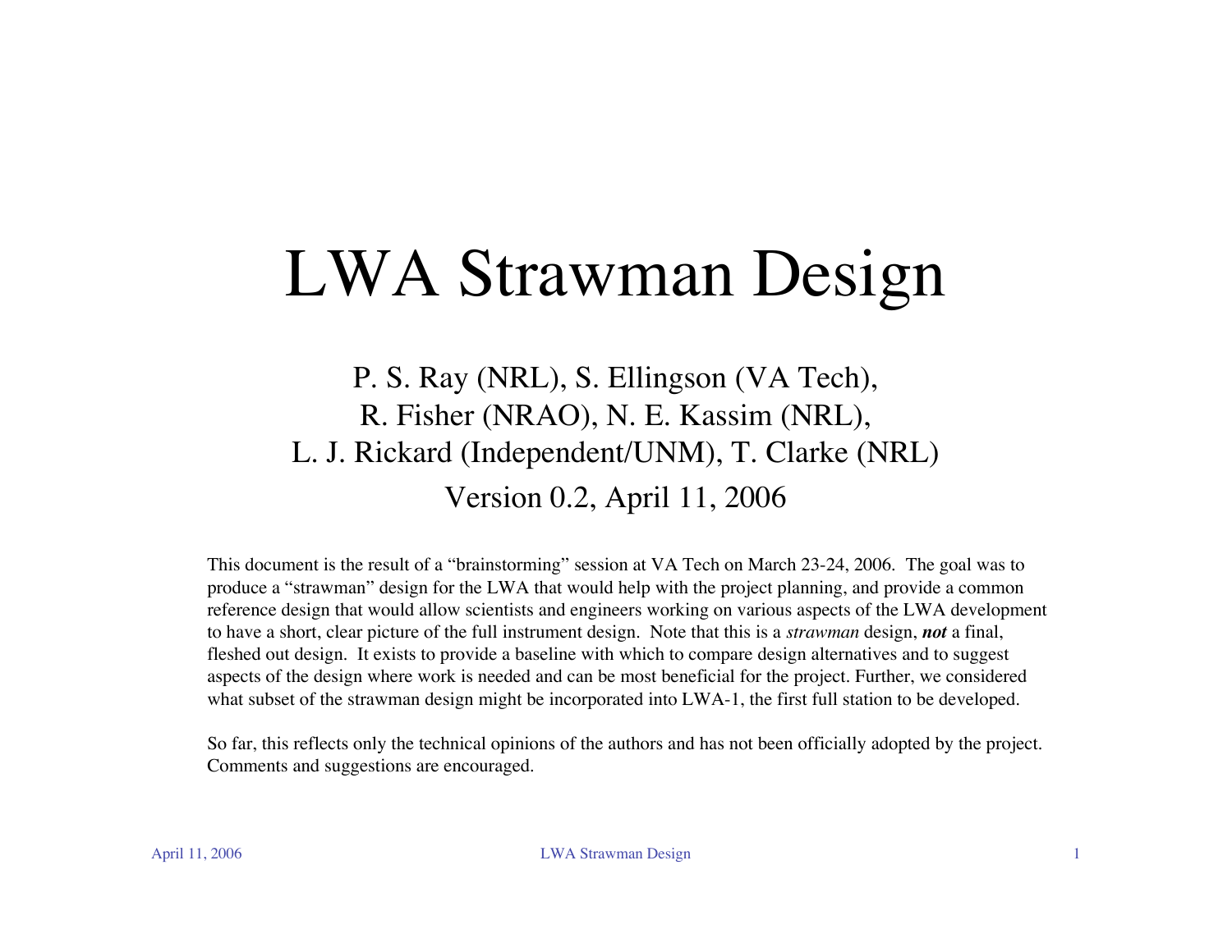# LWA Strawman Design

P. S. Ray (NRL), S. Ellingson (VA Tech),
R. Fisher (NRAO), N. E. Kassim (NRL),
L. J. Rickard (Independent/UNM), T. Clarke (NRL)

Version 0.2, April 11, 2006

This document is the result of a "brainstorming" session at VA Tech on March 23-24, 2006. The goal was to produce a "strawman" design for the LWA that would help with the project planning, and provide a common reference design that would allow scientists and engineers working on various aspects of the LWA development to have a short, clear picture of the full instrument design. Note that this is a *strawman* design, ***not*** a final, fleshed out design. It exists to provide a baseline with which to compare design alternatives and to suggest aspects of the design where work is needed and can be most beneficial for the project. Further, we considered what subset of the strawman design might be incorporated into LWA-1, the first full station to be developed.

So far, this reflects only the technical opinions of the authors and has not been officially adopted by the project. Comments and suggestions are encouraged.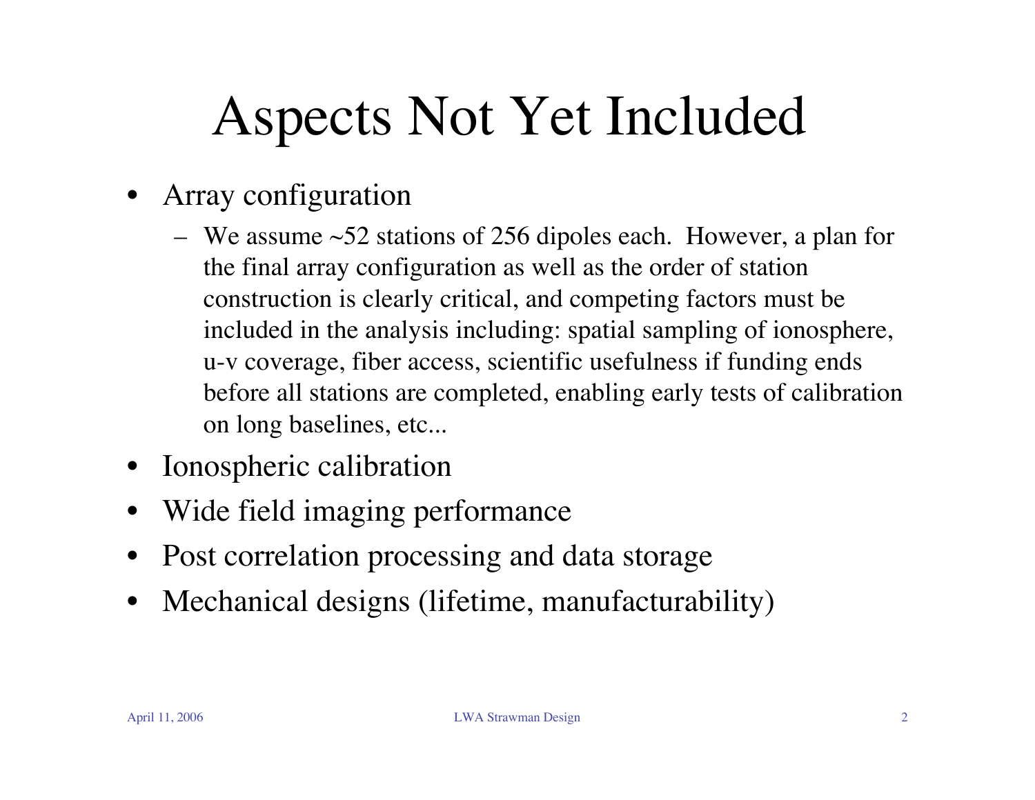# Aspects Not Yet Included

- Array configuration
  - We assume ~52 stations of 256 dipoles each. However, a plan for the final array configuration as well as the order of station construction is clearly critical, and competing factors must be included in the analysis including: spatial sampling of ionosphere, u-v coverage, fiber access, scientific usefulness if funding ends before all stations are completed, enabling early tests of calibration on long baselines, etc...
- Ionospheric calibration
- Wide field imaging performance
- Post correlation processing and data storage
- Mechanical designs (lifetime, manufacturability)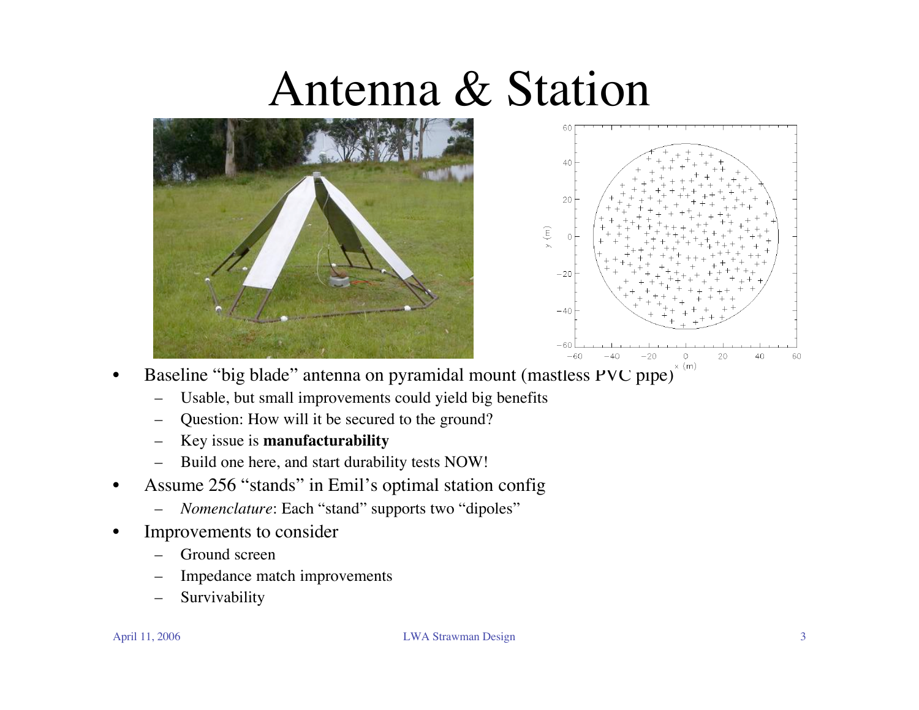# Antenna & Station

- Baseline “big blade” antenna on pyramidal mount (mastless PVC pipe)
  - Usable, but small improvements could yield big benefits
  - Question: How will it be secured to the ground?
  - Key issue is **manufacturability**
  - Build one here, and start durability tests NOW!
- Assume 256 “stands” in Emil’s optimal station config
  - *Nomenclature*: Each “stand” supports two “dipoles”
- Improvements to consider
  - Ground screen
  - Impedance match improvements
  - Survivability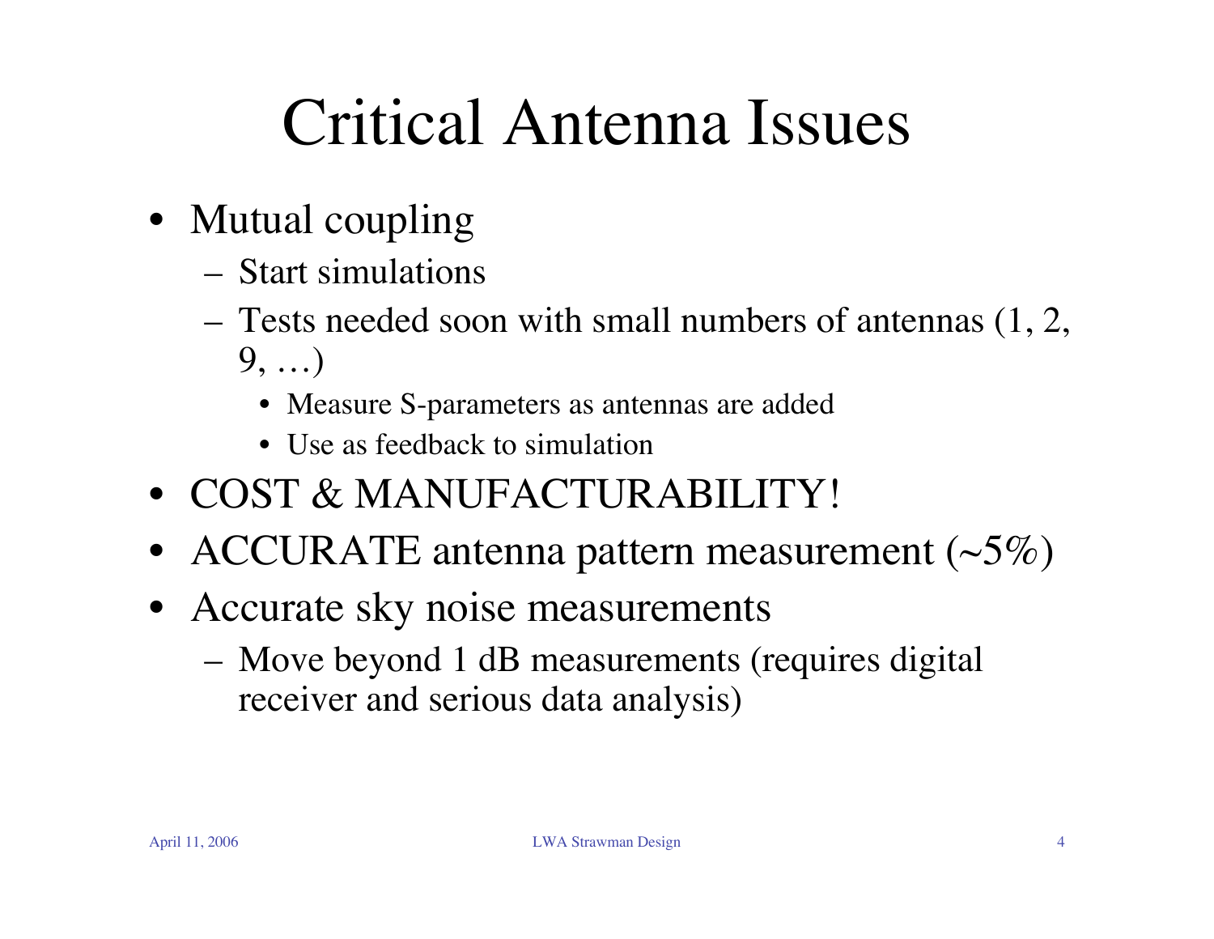# Critical Antenna Issues

- Mutual coupling
  - Start simulations
  - Tests needed soon with small numbers of antennas (1, 2, 9, …)
    - Measure S-parameters as antennas are added
    - Use as feedback to simulation
- COST & MANUFACTURABILITY!
- ACCURATE antenna pattern measurement (~5%)
- Accurate sky noise measurements
  - Move beyond 1 dB measurements (requires digital receiver and serious data analysis)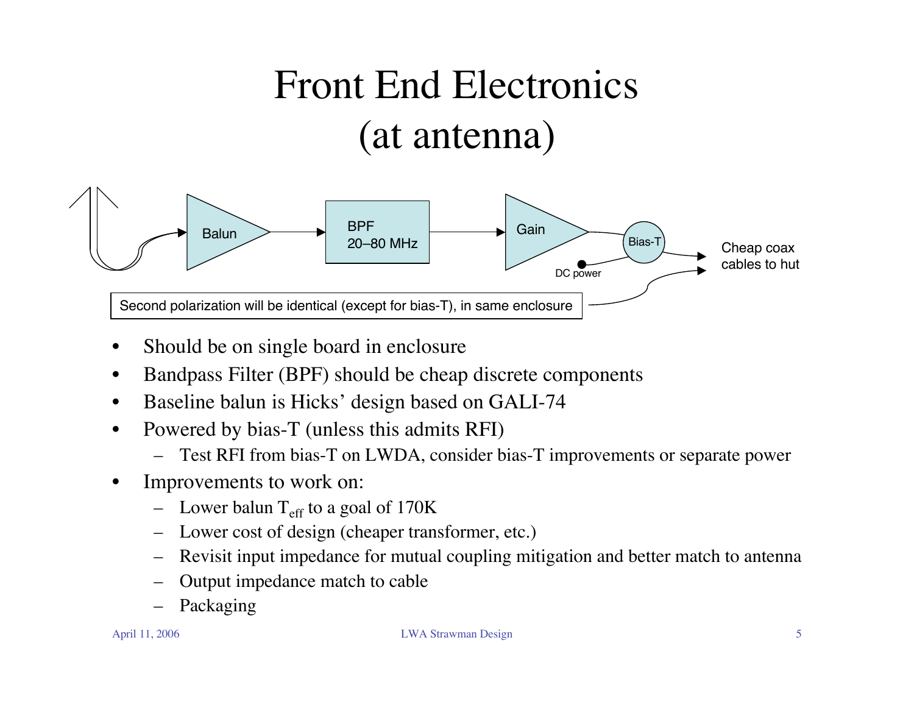# Front End Electronics (at antenna)

Balun → BPF 20–80 MHz → Gain → Bias-T → Cheap coax cables to hut

DC power

Second polarization will be identical (except for bias-T), in same enclosure

- Should be on single board in enclosure
- Bandpass Filter (BPF) should be cheap discrete components
- Baseline balun is Hicks' design based on GALI-74
- Powered by bias-T (unless this admits RFI)
  - Test RFI from bias-T on LWDA, consider bias-T improvements or separate power
- Improvements to work on:
  - Lower balun $T_{eff}$ to a goal of 170K
  - Lower cost of design (cheaper transformer, etc.)
  - Revisit input impedance for mutual coupling mitigation and better match to antenna
  - Output impedance match to cable
  - Packaging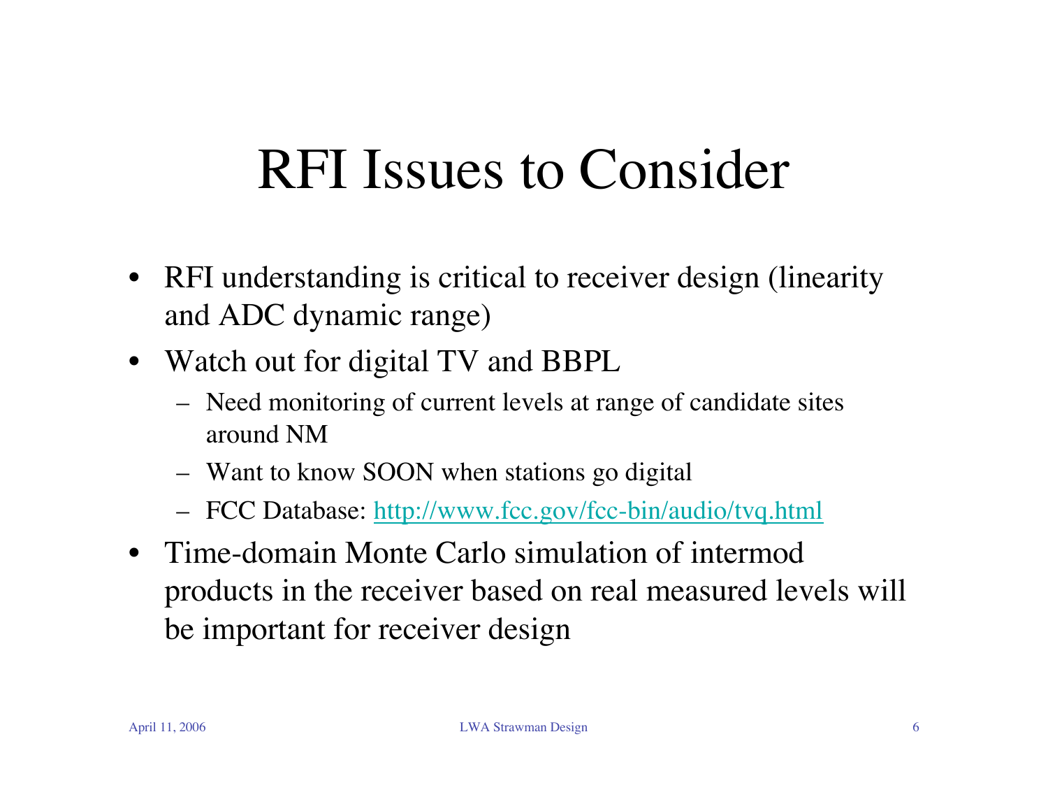# RFI Issues to Consider

- RFI understanding is critical to receiver design (linearity and ADC dynamic range)
- Watch out for digital TV and BBPL
  - Need monitoring of current levels at range of candidate sites around NM
  - Want to know SOON when stations go digital
  - FCC Database: http://www.fcc.gov/fcc-bin/audio/tvq.html
- Time-domain Monte Carlo simulation of intermod products in the receiver based on real measured levels will be important for receiver design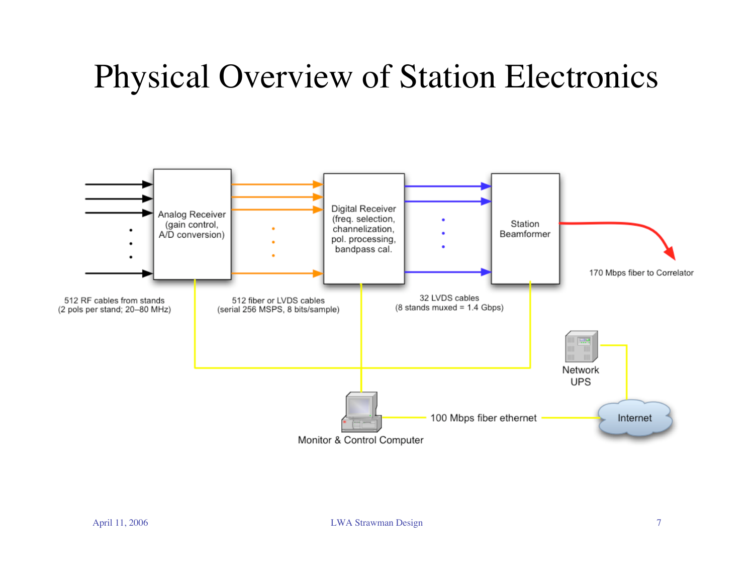# Physical Overview of Station Electronics

Analog Receiver (gain control, A/D conversion)

Digital Receiver (freq. selection, channelization, pol. processing, bandpass cal.

Station Beamformer

512 RF cables from stands (2 pols per stand; 20–80 MHz)

512 fiber or LVDS cables (serial 256 MSPS, 8 bits/sample)

32 LVDS cables (8 stands muxed = 1.4 Gbps)

170 Mbps fiber to Correlator

Network UPS

Internet

100 Mbps fiber ethernet

Monitor & Control Computer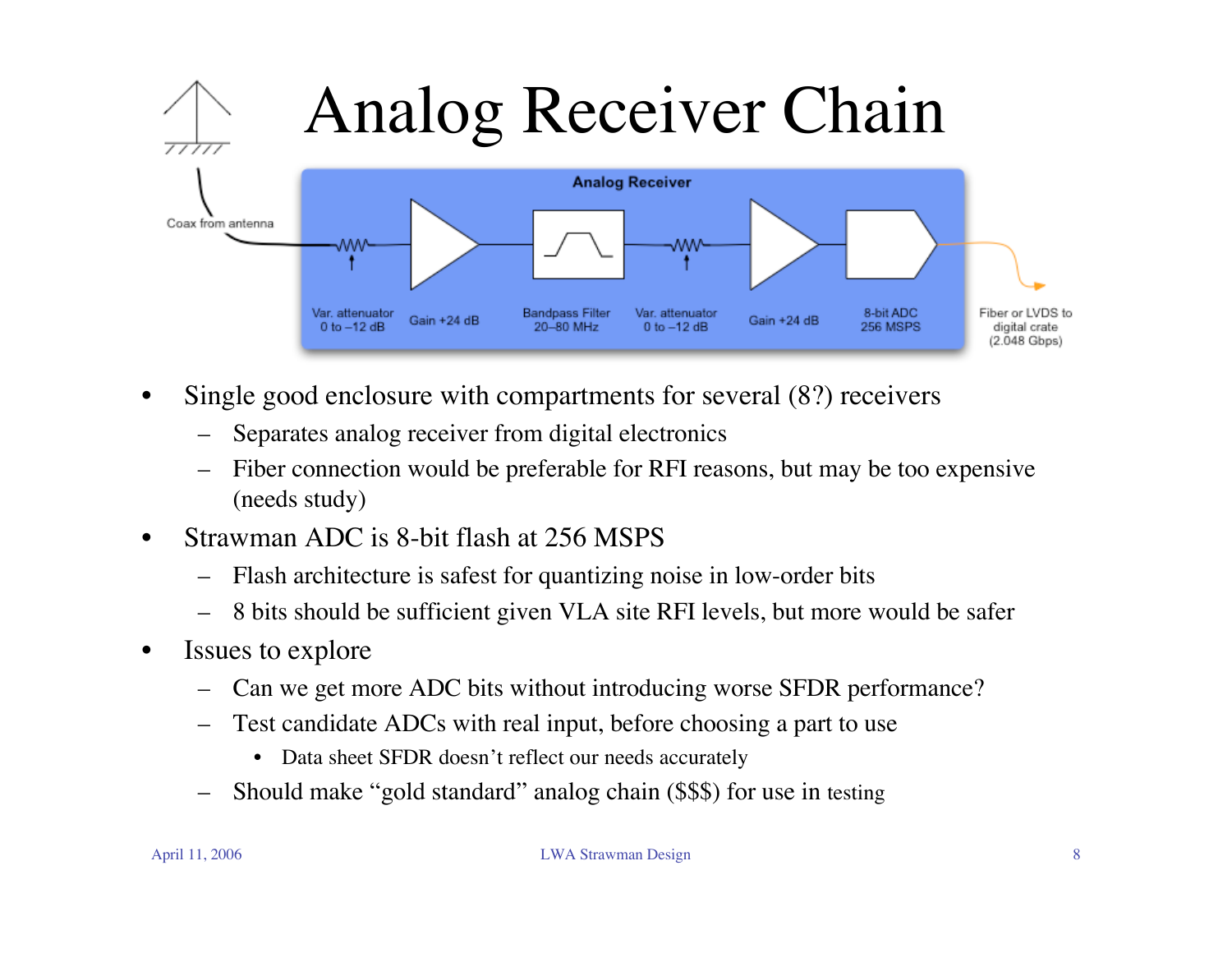# Analog Receiver Chain

Analog Receiver

Coax from antenna

Var. attenuator 0 to –12 dB | Gain +24 dB | Bandpass Filter 20–80 MHz | Var. attenuator 0 to –12 dB | Gain +24 dB | 8-bit ADC 256 MSPS

Fiber or LVDS to digital crate (2.048 Gbps)

- Single good enclosure with compartments for several (8?) receivers
  - Separates analog receiver from digital electronics
  - Fiber connection would be preferable for RFI reasons, but may be too expensive (needs study)
- Strawman ADC is 8-bit flash at 256 MSPS
  - Flash architecture is safest for quantizing noise in low-order bits
  - 8 bits should be sufficient given VLA site RFI levels, but more would be safer
- Issues to explore
  - Can we get more ADC bits without introducing worse SFDR performance?
  - Test candidate ADCs with real input, before choosing a part to use
    - Data sheet SFDR doesn't reflect our needs accurately
  - Should make "gold standard" analog chain ($$$) for use in testing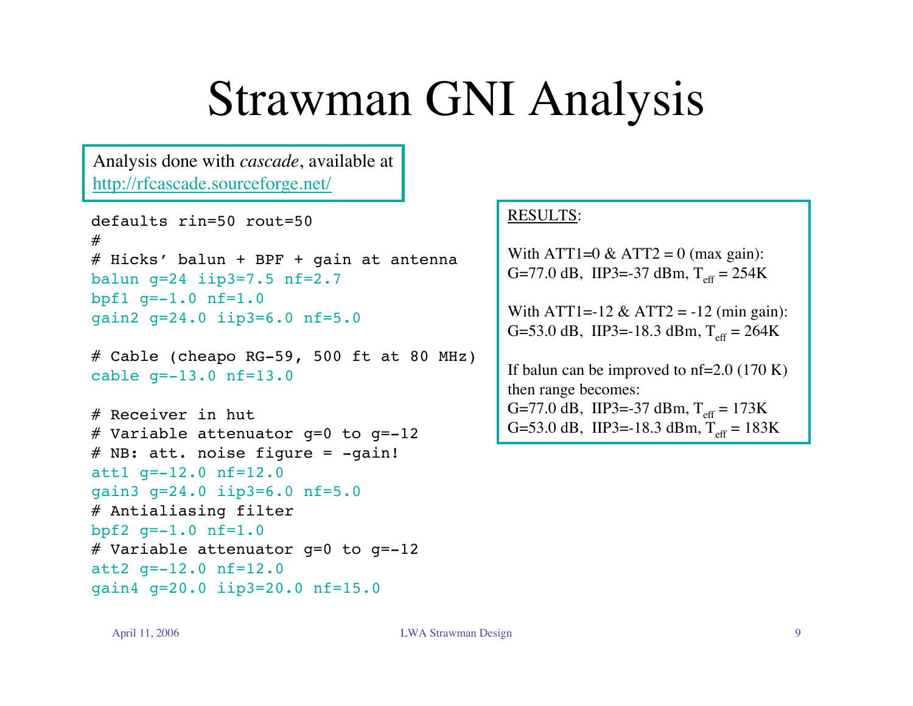# Strawman GNI Analysis

Analysis done with *cascade*, available at http://rfcascade.sourceforge.net/

```
defaults rin=50 rout=50
#
# Hicks' balun + BPF + gain at antenna
balun g=24 iip3=7.5 nf=2.7
bpf1 g=-1.0 nf=1.0
gain2 g=24.0 iip3=6.0 nf=5.0

# Cable (cheapo RG-59, 500 ft at 80 MHz)
cable g=-13.0 nf=13.0

# Receiver in hut
# Variable attenuator g=0 to g=-12
# NB: att. noise figure = -gain!
att1 g=-12.0 nf=12.0
gain3 g=24.0 iip3=6.0 nf=5.0
# Antialiasing filter
bpf2 g=-1.0 nf=1.0
# Variable attenuator g=0 to g=-12
att2 g=-12.0 nf=12.0
gain4 g=20.0 iip3=20.0 nf=15.0
```

RESULTS:

With ATT1=0 & ATT2 = 0 (max gain):
G=77.0 dB, IIP3=-37 dBm, $T_{eff}$ = 254K

With ATT1=-12 & ATT2 = -12 (min gain):
G=53.0 dB, IIP3=-18.3 dBm, $T_{eff}$ = 264K

If balun can be improved to nf=2.0 (170 K) then range becomes:
G=77.0 dB, IIP3=-37 dBm, $T_{eff}$ = 173K
G=53.0 dB, IIP3=-18.3 dBm, $T_{eff}$ = 183K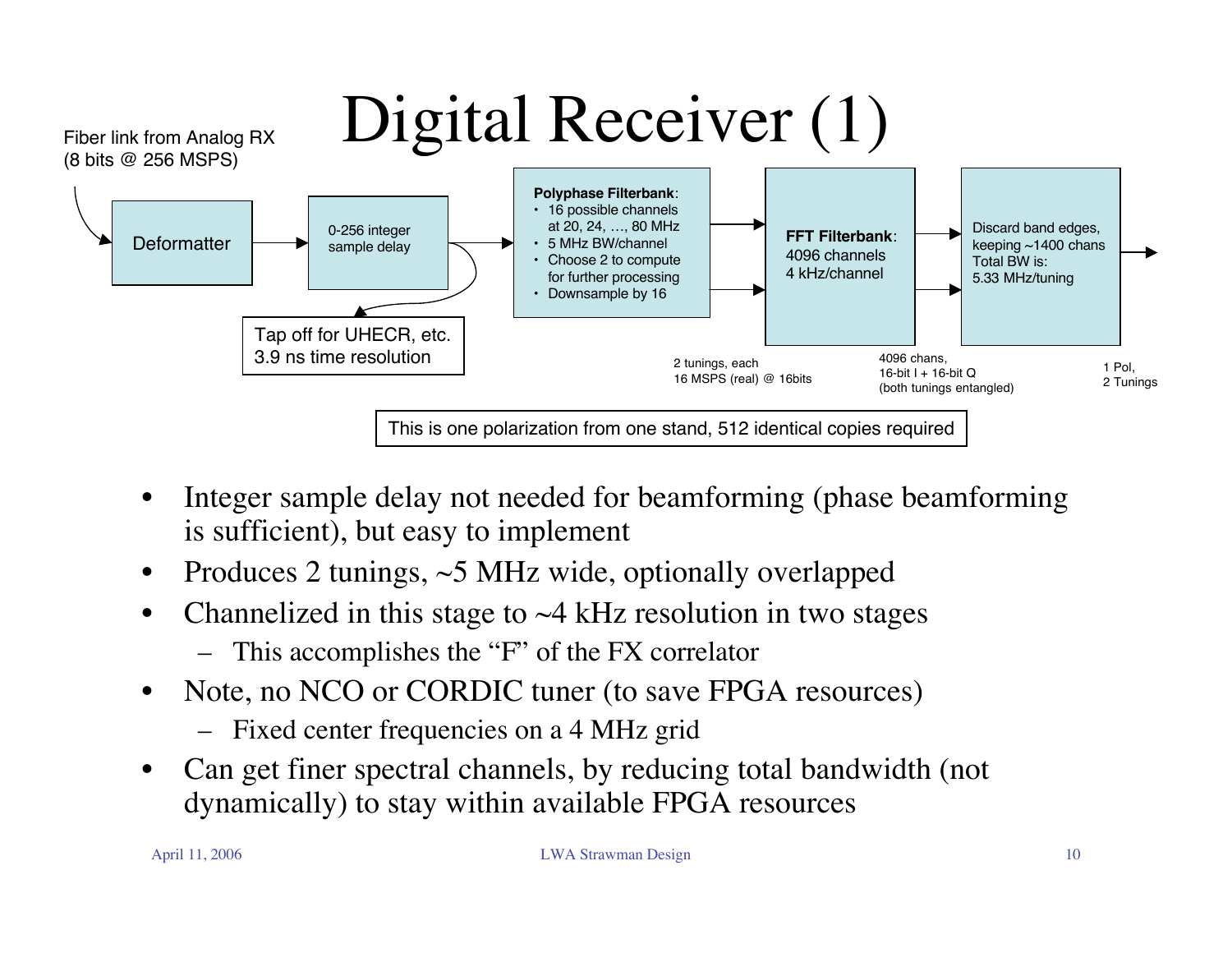# Digital Receiver (1)

Fiber link from Analog RX (8 bits @ 256 MSPS)

Deformatter → 0-256 integer sample delay → Polyphase Filterbank → FFT Filterbank → Discard band edges

Tap off for UHECR, etc. 3.9 ns time resolution

**Polyphase Filterbank**:
- 16 possible channels at 20, 24, …, 80 MHz
- 5 MHz BW/channel
- Choose 2 to compute for further processing
- Downsample by 16

2 tunings, each 16 MSPS (real) @ 16bits

**FFT Filterbank**: 4096 channels 4 kHz/channel

4096 chans, 16-bit I + 16-bit Q (both tunings entangled)

Discard band edges, keeping ~1400 chans Total BW is: 5.33 MHz/tuning

1 Pol, 2 Tunings

This is one polarization from one stand, 512 identical copies required

- Integer sample delay not needed for beamforming (phase beamforming is sufficient), but easy to implement
- Produces 2 tunings, ~5 MHz wide, optionally overlapped
- Channelized in this stage to ~4 kHz resolution in two stages
  - This accomplishes the "F" of the FX correlator
- Note, no NCO or CORDIC tuner (to save FPGA resources)
  - Fixed center frequencies on a 4 MHz grid
- Can get finer spectral channels, by reducing total bandwidth (not dynamically) to stay within available FPGA resources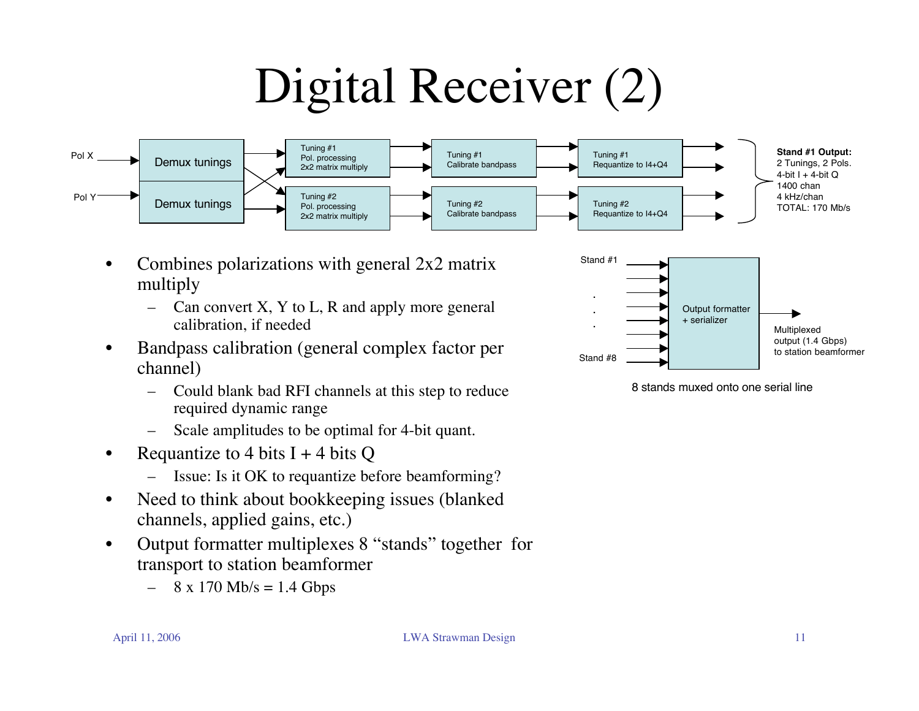# Digital Receiver (2)

Pol X → Demux tunings
Pol Y → Demux tunings

Tuning #1 Pol. processing 2x2 matrix multiply → Tuning #1 Calibrate bandpass → Tuning #1 Requantize to I4+Q4

Tuning #2 Pol. processing 2x2 matrix multiply → Tuning #2 Calibrate bandpass → Tuning #2 Requantize to I4+Q4

**Stand #1 Output:**
2 Tunings, 2 Pols.
4-bit I + 4-bit Q
1400 chan
4 kHz/chan
TOTAL: 170 Mb/s

- Combines polarizations with general 2x2 matrix multiply
  - Can convert X, Y to L, R and apply more general calibration, if needed
- Bandpass calibration (general complex factor per channel)
  - Could blank bad RFI channels at this step to reduce required dynamic range
  - Scale amplitudes to be optimal for 4-bit quant.
- Requantize to 4 bits I + 4 bits Q
  - Issue: Is it OK to requantize before beamforming?
- Need to think about bookkeeping issues (blanked channels, applied gains, etc.)
- Output formatter multiplexes 8 "stands" together for transport to station beamformer
  - 8 x 170 Mb/s = 1.4 Gbps

Stand #1 . . . Stand #8 → Output formatter + serializer → Multiplexed output (1.4 Gbps) to station beamformer

8 stands muxed onto one serial line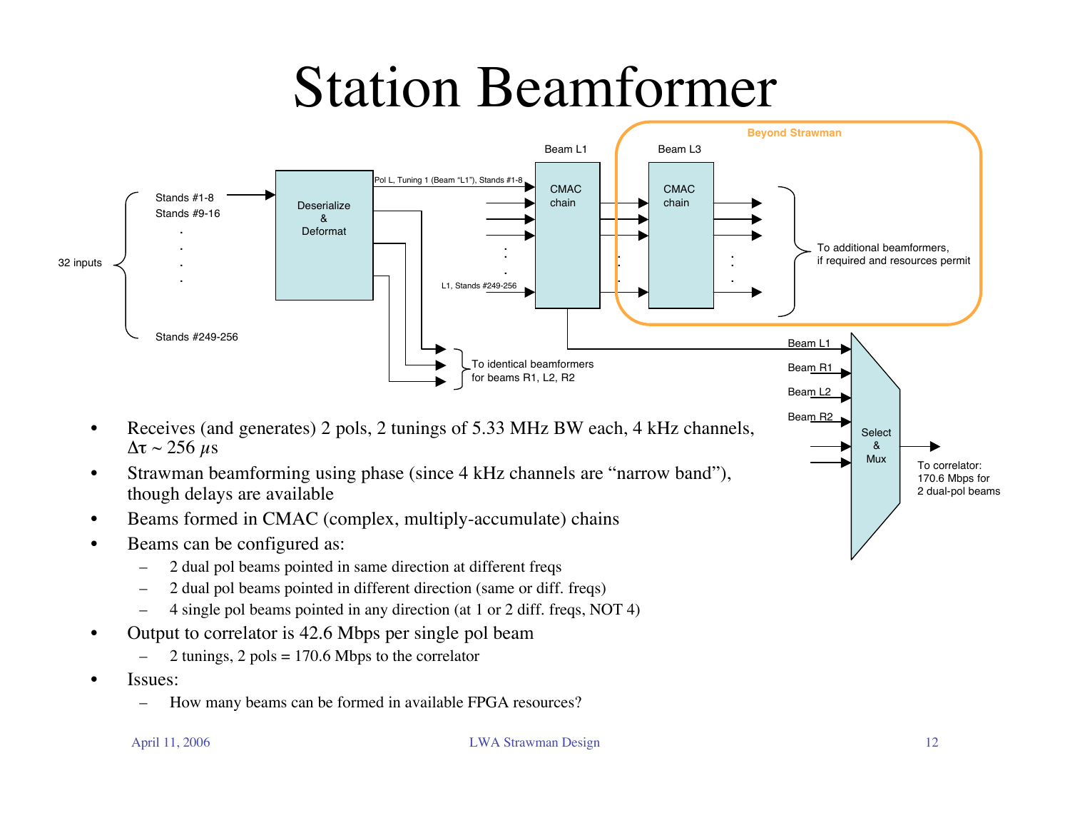# Station Beamformer

32 inputs: Stands #1-8, Stands #9-16, . . . . , Stands #249-256 → Deserialize & Deformat

Pol L, Tuning 1 (Beam "L1"), Stands #1-8 … L1, Stands #249-256 → Beam L1 CMAC chain → Beam L3 CMAC chain (Beyond Strawman) → To additional beamformers, if required and resources permit

To identical beamformers for beams R1, L2, R2

Beam L1, Beam R1, Beam L2, Beam R2 → Select & Mux → To correlator: 170.6 Mbps for 2 dual-pol beams

- Receives (and generates) 2 pols, 2 tunings of 5.33 MHz BW each, 4 kHz channels, $\Delta\tau \sim 256\ \mu s$
- Strawman beamforming using phase (since 4 kHz channels are "narrow band"), though delays are available
- Beams formed in CMAC (complex, multiply-accumulate) chains
- Beams can be configured as:
  - 2 dual pol beams pointed in same direction at different freqs
  - 2 dual pol beams pointed in different direction (same or diff. freqs)
  - 4 single pol beams pointed in any direction (at 1 or 2 diff. freqs, NOT 4)
- Output to correlator is 42.6 Mbps per single pol beam
  - 2 tunings, 2 pols = 170.6 Mbps to the correlator
- Issues:
  - How many beams can be formed in available FPGA resources?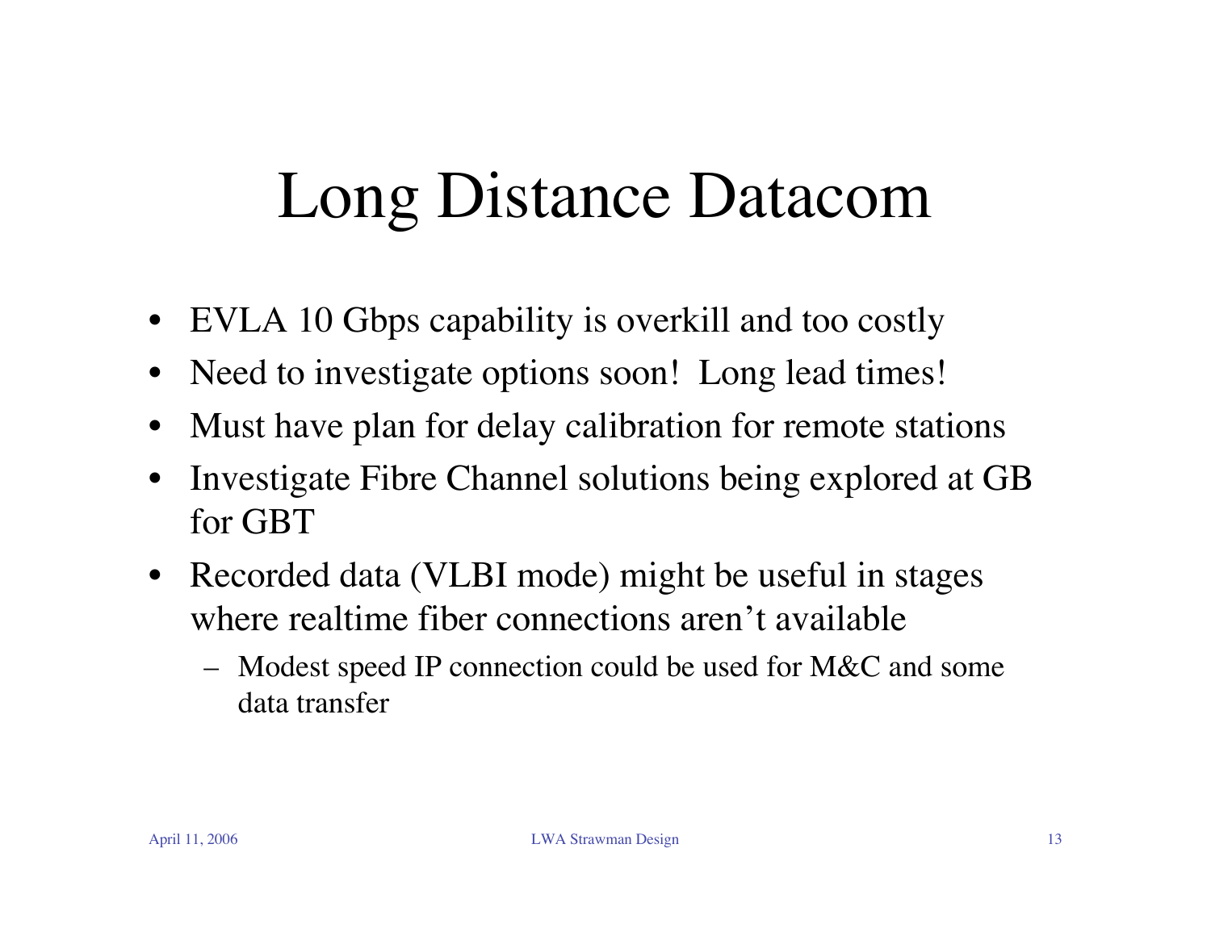# Long Distance Datacom

- EVLA 10 Gbps capability is overkill and too costly
- Need to investigate options soon! Long lead times!
- Must have plan for delay calibration for remote stations
- Investigate Fibre Channel solutions being explored at GB for GBT
- Recorded data (VLBI mode) might be useful in stages where realtime fiber connections aren't available
  - Modest speed IP connection could be used for M&C and some data transfer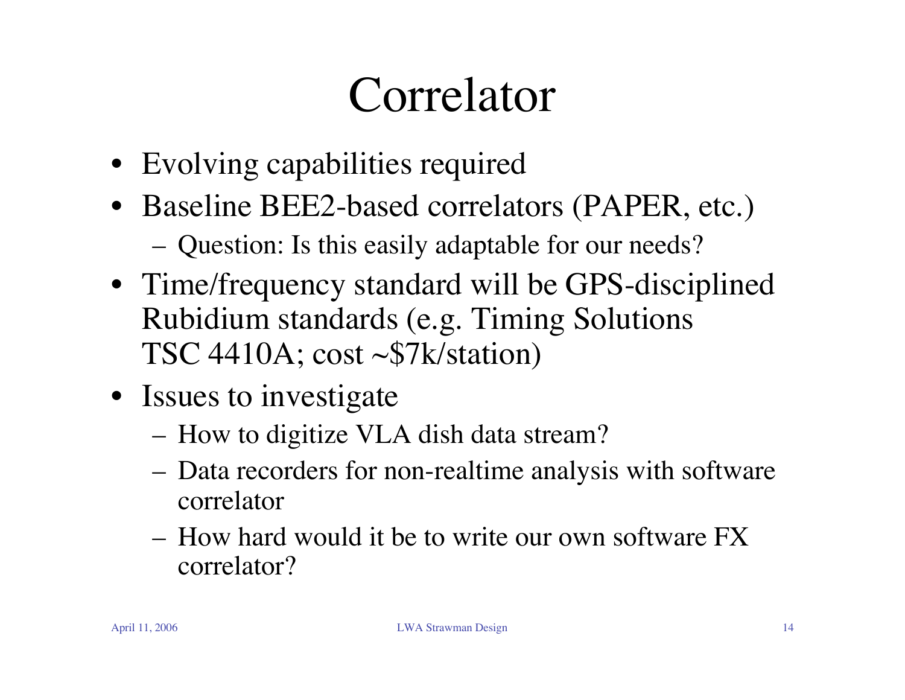# Correlator

- Evolving capabilities required
- Baseline BEE2-based correlators (PAPER, etc.)
  - Question: Is this easily adaptable for our needs?
- Time/frequency standard will be GPS-disciplined Rubidium standards (e.g. Timing Solutions TSC 4410A; cost ~$7k/station)
- Issues to investigate
  - How to digitize VLA dish data stream?
  - Data recorders for non-realtime analysis with software correlator
  - How hard would it be to write our own software FX correlator?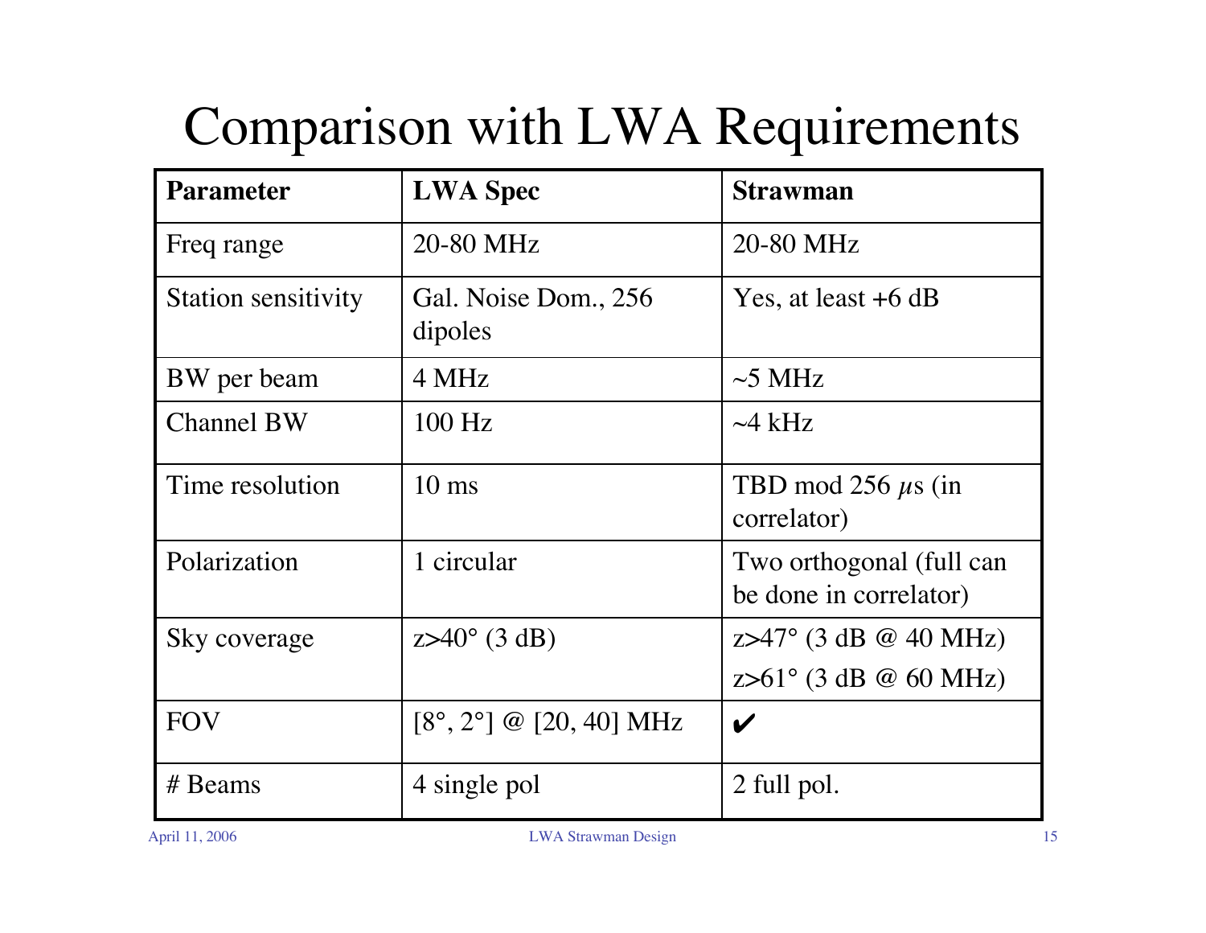# Comparison with LWA Requirements

| Parameter | LWA Spec | Strawman |
|---|---|---|
| Freq range | 20-80 MHz | 20-80 MHz |
| Station sensitivity | Gal. Noise Dom., 256 dipoles | Yes, at least +6 dB |
| BW per beam | 4 MHz | ~5 MHz |
| Channel BW | 100 Hz | ~4 kHz |
| Time resolution | 10 ms | TBD mod 256 $\mu$s (in correlator) |
| Polarization | 1 circular | Two orthogonal (full can be done in correlator) |
| Sky coverage | z>40° (3 dB) | z>47° (3 dB @ 40 MHz)<br>z>61° (3 dB @ 60 MHz) |
| FOV | [8°, 2°] @ [20, 40] MHz | ✔ |
| # Beams | 4 single pol | 2 full pol. |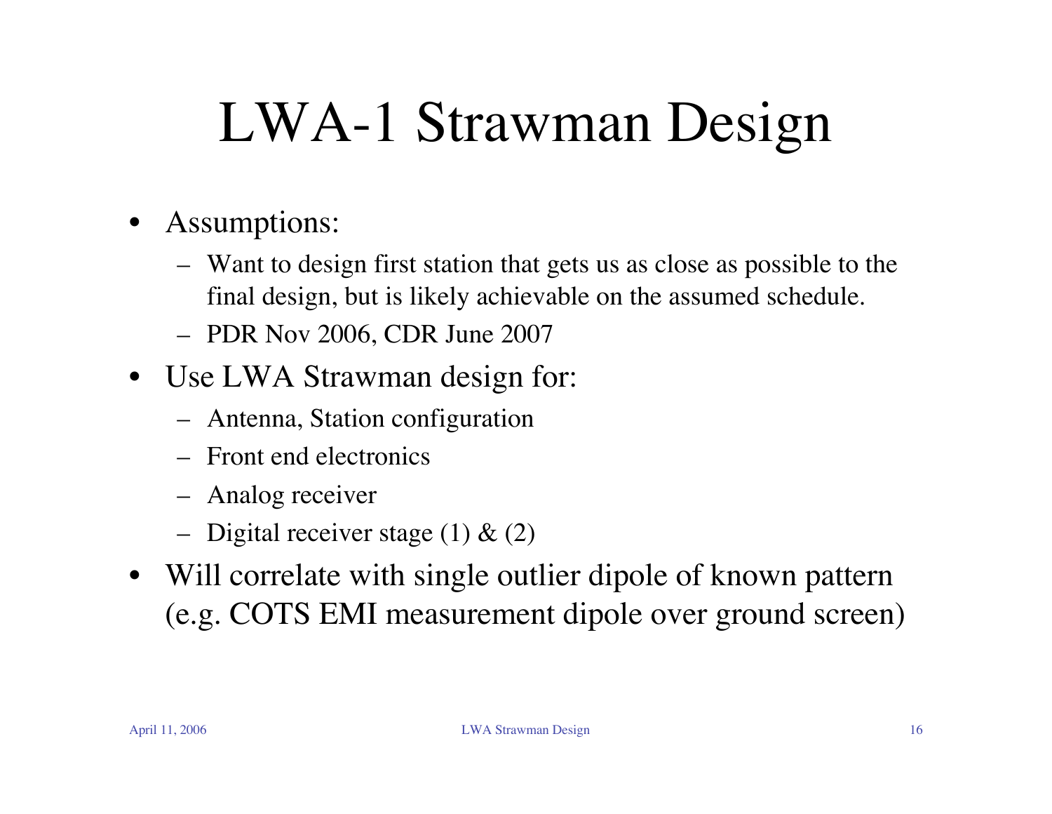# LWA-1 Strawman Design

- Assumptions:
  - Want to design first station that gets us as close as possible to the final design, but is likely achievable on the assumed schedule.
  - PDR Nov 2006, CDR June 2007
- Use LWA Strawman design for:
  - Antenna, Station configuration
  - Front end electronics
  - Analog receiver
  - Digital receiver stage (1) & (2)
- Will correlate with single outlier dipole of known pattern (e.g. COTS EMI measurement dipole over ground screen)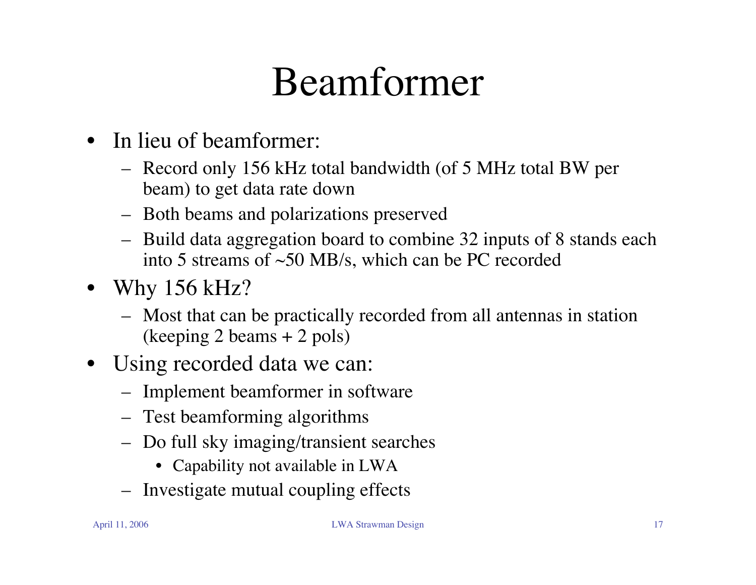# Beamformer

- In lieu of beamformer:
  - Record only 156 kHz total bandwidth (of 5 MHz total BW per beam) to get data rate down
  - Both beams and polarizations preserved
  - Build data aggregation board to combine 32 inputs of 8 stands each into 5 streams of ~50 MB/s, which can be PC recorded
- Why 156 kHz?
  - Most that can be practically recorded from all antennas in station (keeping 2 beams + 2 pols)
- Using recorded data we can:
  - Implement beamformer in software
  - Test beamforming algorithms
  - Do full sky imaging/transient searches
    - Capability not available in LWA
  - Investigate mutual coupling effects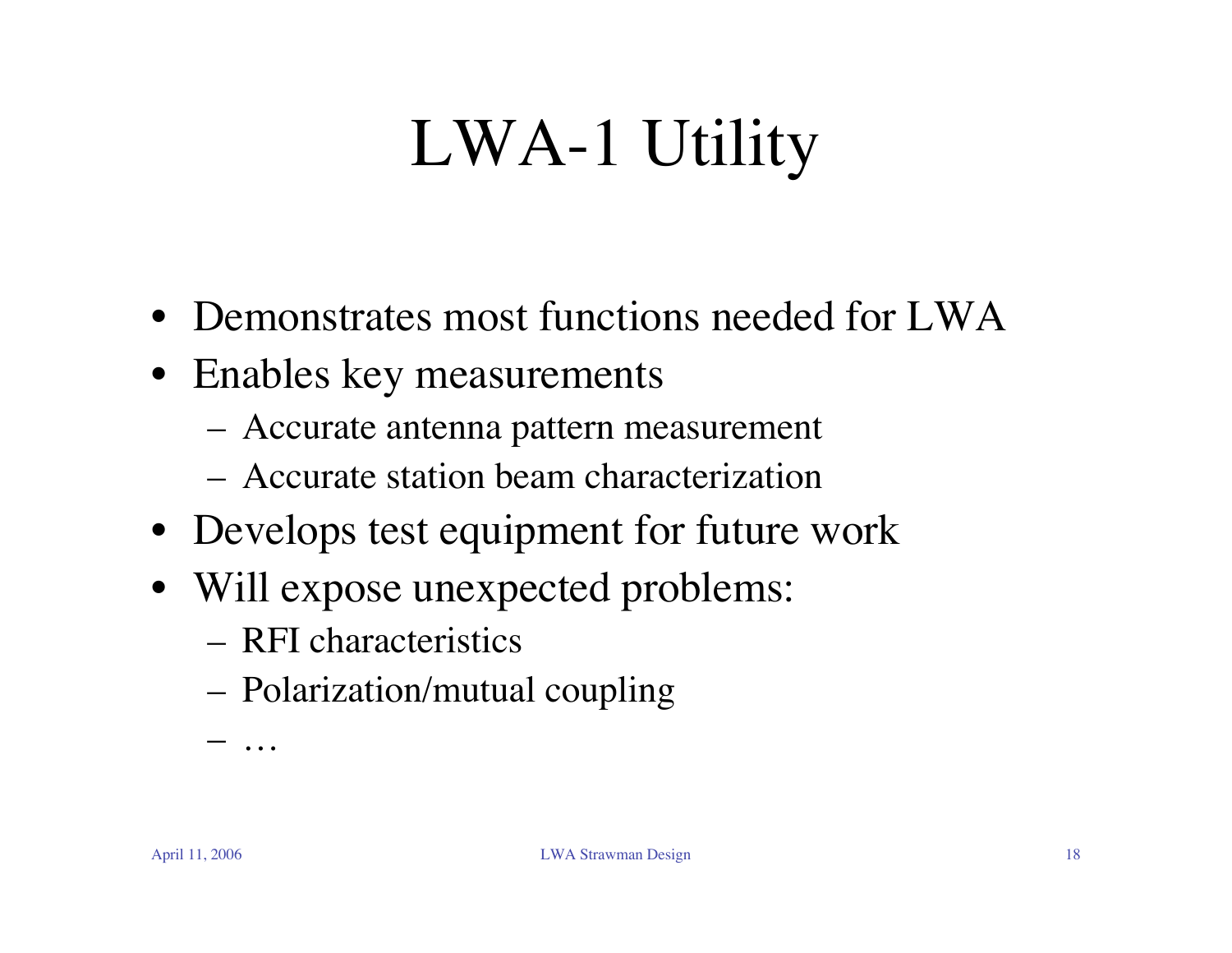# LWA-1 Utility

- Demonstrates most functions needed for LWA
- Enables key measurements
  - Accurate antenna pattern measurement
  - Accurate station beam characterization
- Develops test equipment for future work
- Will expose unexpected problems:
  - RFI characteristics
  - Polarization/mutual coupling
  - …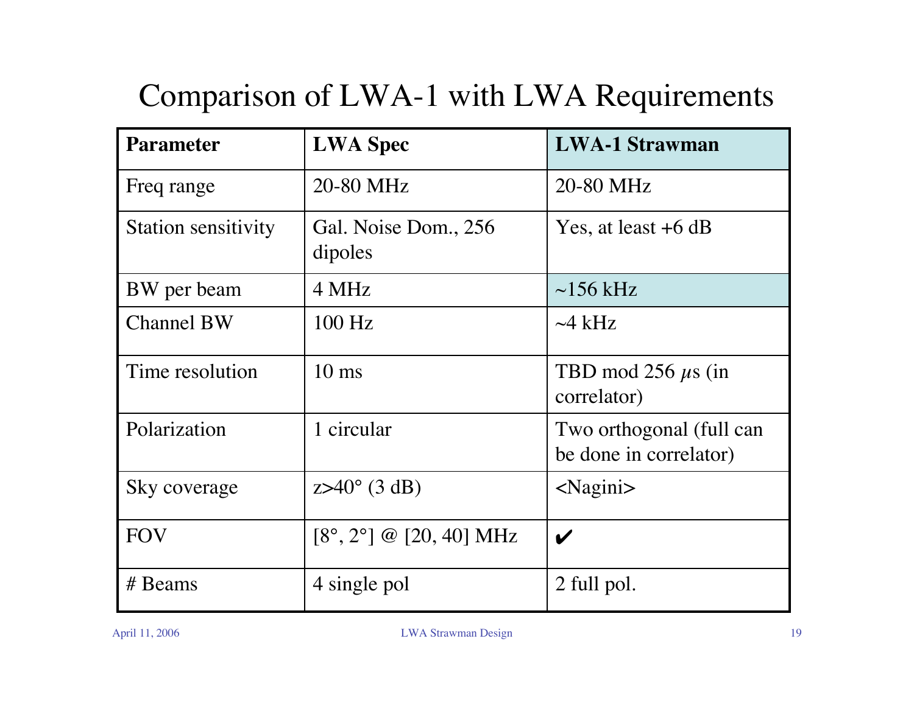# Comparison of LWA-1 with LWA Requirements

| Parameter | LWA Spec | LWA-1 Strawman |
|---|---|---|
| Freq range | 20-80 MHz | 20-80 MHz |
| Station sensitivity | Gal. Noise Dom., 256 dipoles | Yes, at least +6 dB |
| BW per beam | 4 MHz | ~156 kHz |
| Channel BW | 100 Hz | ~4 kHz |
| Time resolution | 10 ms | TBD mod 256 $\mu$s (in correlator) |
| Polarization | 1 circular | Two orthogonal (full can be done in correlator) |
| Sky coverage | z>40° (3 dB) | <Nagini> |
| FOV | [8°, 2°] @ [20, 40] MHz | ✔ |
| # Beams | 4 single pol | 2 full pol. |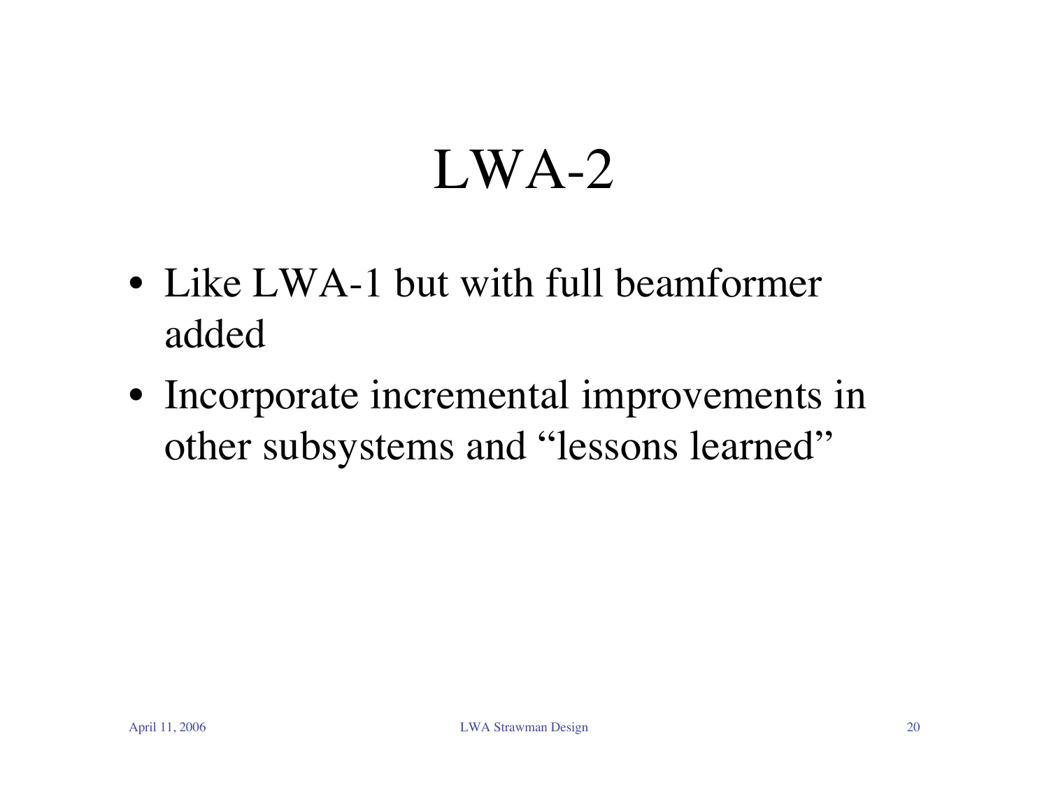# LWA-2

- Like LWA-1 but with full beamformer added
- Incorporate incremental improvements in other subsystems and "lessons learned"